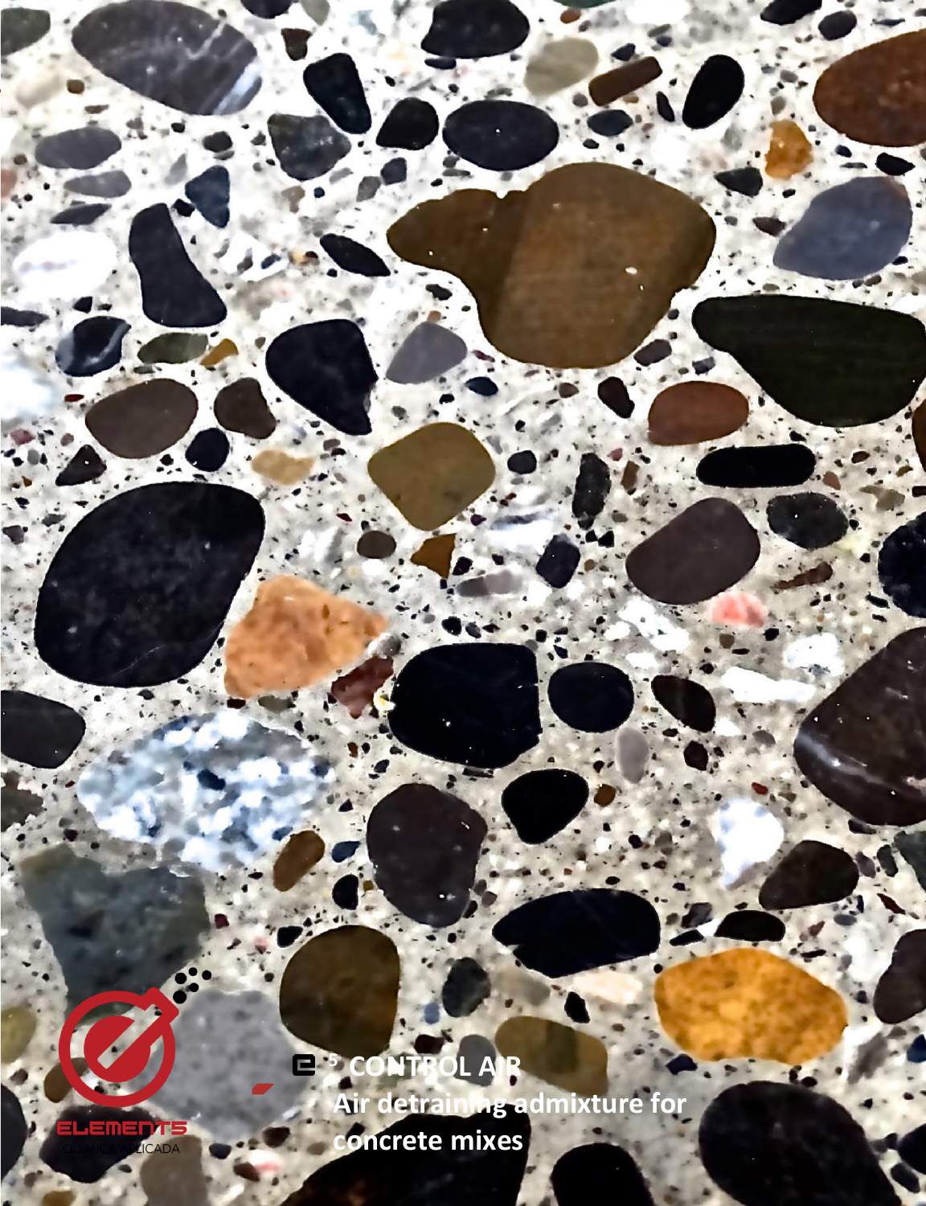ELEMENTS

QUÍMICA APLICADA

# e[5] CONTROL AIR

**Air detraining admixture for concrete mixes**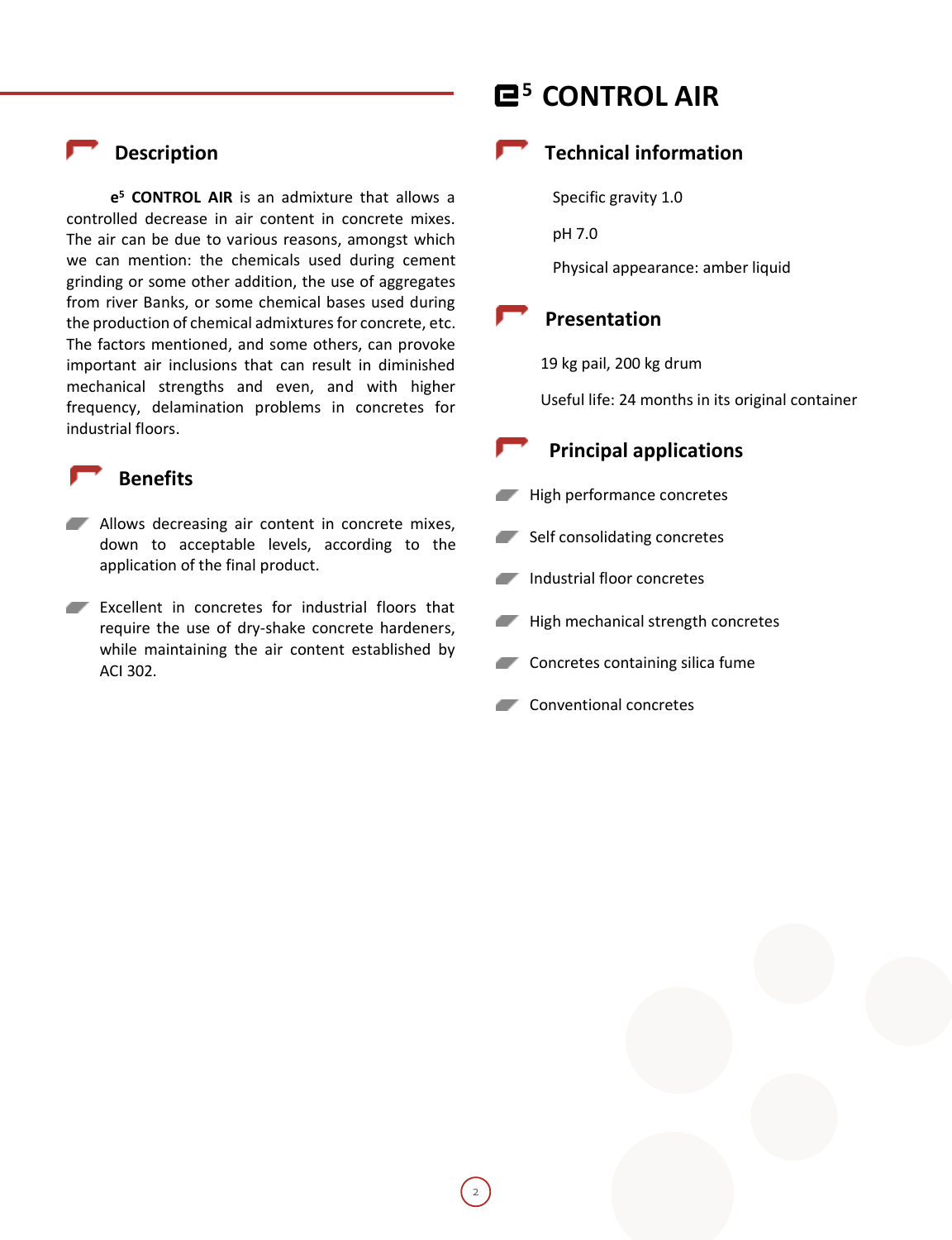# e$^5$ CONTROL AIR

## Description

**e$^5$ CONTROL AIR** is an admixture that allows a controlled decrease in air content in concrete mixes. The air can be due to various reasons, amongst which we can mention: the chemicals used during cement grinding or some other addition, the use of aggregates from river Banks, or some chemical bases used during the production of chemical admixtures for concrete, etc. The factors mentioned, and some others, can provoke important air inclusions that can result in diminished mechanical strengths and even, and with higher frequency, delamination problems in concretes for industrial floors.

## Benefits

- Allows decreasing air content in concrete mixes, down to acceptable levels, according to the application of the final product.
- Excellent in concretes for industrial floors that require the use of dry-shake concrete hardeners, while maintaining the air content established by ACI 302.

## Technical information

Specific gravity 1.0

pH 7.0

Physical appearance: amber liquid

## Presentation

19 kg pail, 200 kg drum

Useful life: 24 months in its original container

## Principal applications

- High performance concretes
- Self consolidating concretes
- Industrial floor concretes
- High mechanical strength concretes
- Concretes containing silica fume
- Conventional concretes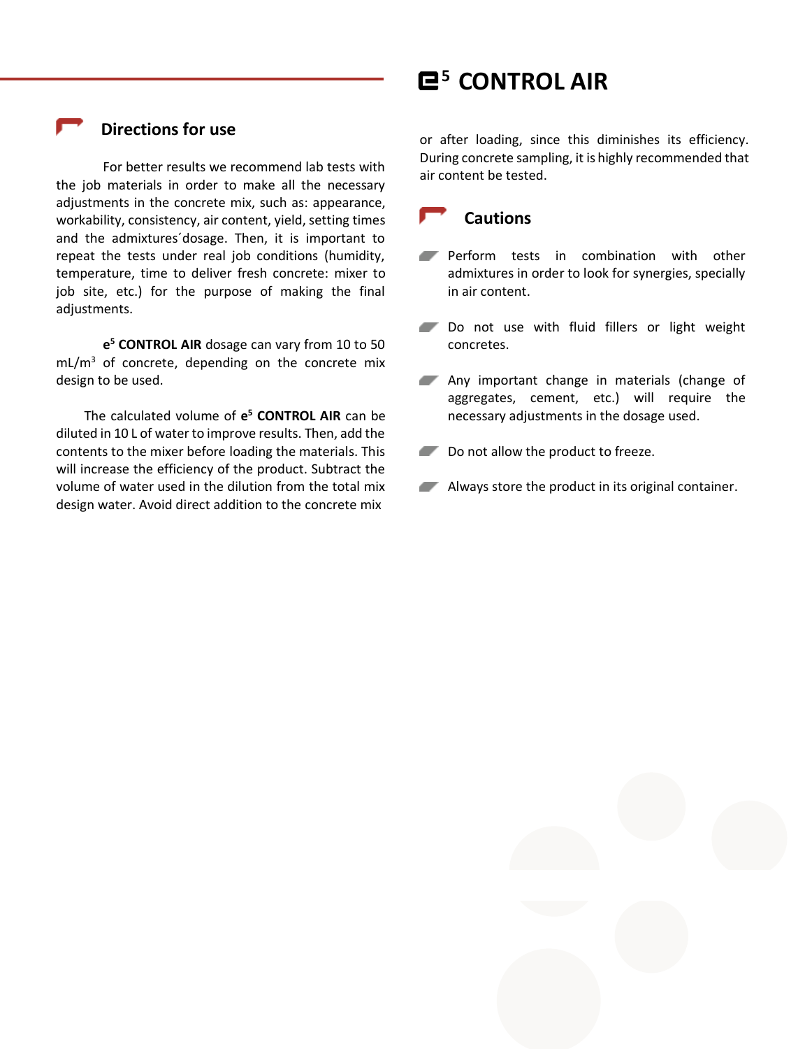# e⁵ CONTROL AIR

## Directions for use

For better results we recommend lab tests with the job materials in order to make all the necessary adjustments in the concrete mix, such as: appearance, workability, consistency, air content, yield, setting times and the admixtures´dosage. Then, it is important to repeat the tests under real job conditions (humidity, temperature, time to deliver fresh concrete: mixer to job site, etc.) for the purpose of making the final adjustments.

**$e^5$ CONTROL AIR** dosage can vary from 10 to 50 $mL/m^3$ of concrete, depending on the concrete mix design to be used.

The calculated volume of **$e^5$ CONTROL AIR** can be diluted in 10 L of water to improve results. Then, add the contents to the mixer before loading the materials. This will increase the efficiency of the product. Subtract the volume of water used in the dilution from the total mix design water. Avoid direct addition to the concrete mix or after loading, since this diminishes its efficiency. During concrete sampling, it is highly recommended that air content be tested.

## Cautions

- Perform tests in combination with other admixtures in order to look for synergies, specially in air content.
- Do not use with fluid fillers or light weight concretes.
- Any important change in materials (change of aggregates, cement, etc.) will require the necessary adjustments in the dosage used.
- Do not allow the product to freeze.
- Always store the product in its original container.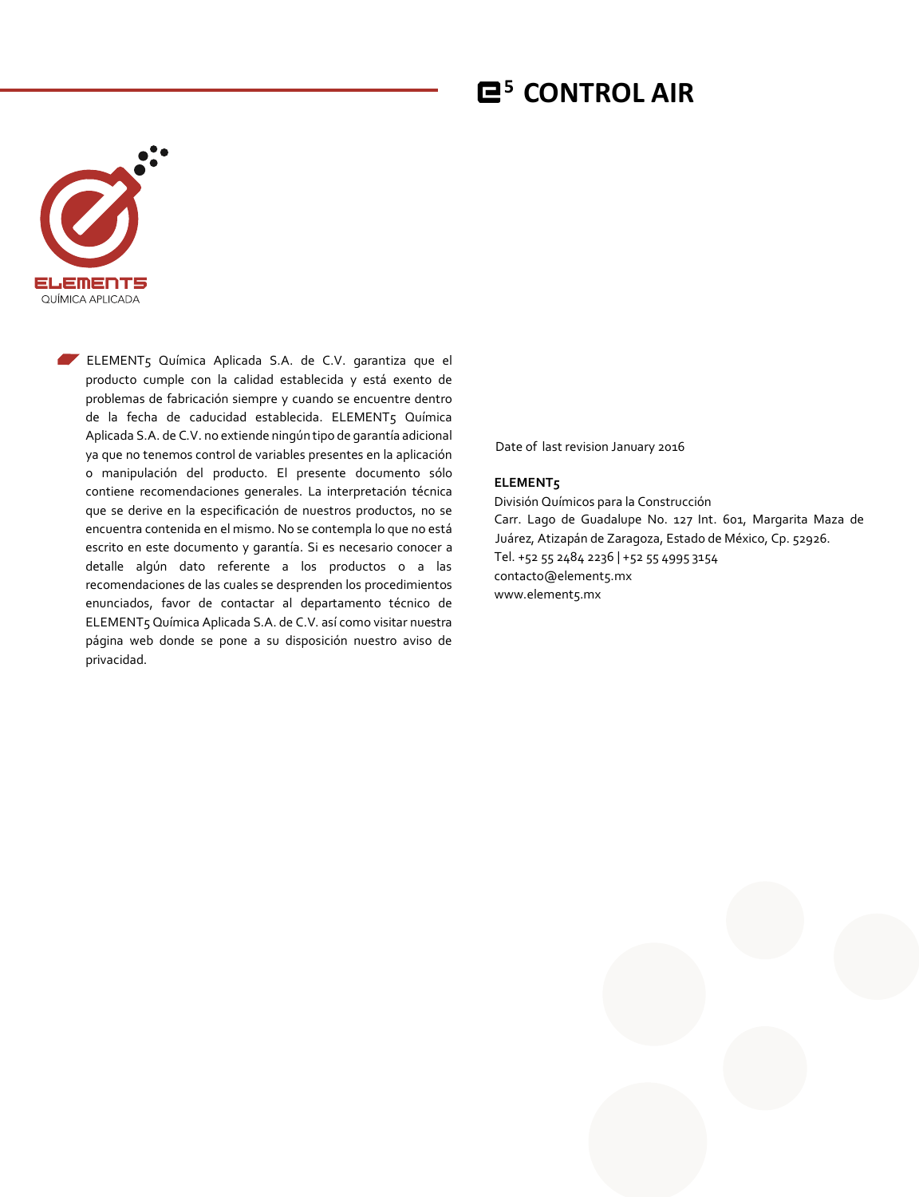# E5 CONTROL AIR

ELEMENT5
QUÍMICA APLICADA

ELEMENT5 Química Aplicada S.A. de C.V. garantiza que el producto cumple con la calidad establecida y está exento de problemas de fabricación siempre y cuando se encuentre dentro de la fecha de caducidad establecida. ELEMENT5 Química Aplicada S.A. de C.V. no extiende ningún tipo de garantía adicional ya que no tenemos control de variables presentes en la aplicación o manipulación del producto. El presente documento sólo contiene recomendaciones generales. La interpretación técnica que se derive en la especificación de nuestros productos, no se encuentra contenida en el mismo. No se contempla lo que no está escrito en este documento y garantía. Si es necesario conocer a detalle algún dato referente a los productos o a las recomendaciones de las cuales se desprenden los procedimientos enunciados, favor de contactar al departamento técnico de ELEMENT5 Química Aplicada S.A. de C.V. así como visitar nuestra página web donde se pone a su disposición nuestro aviso de privacidad.

Date of last revision January 2016

**ELEMENT5**
División Químicos para la Construcción
Carr. Lago de Guadalupe No. 127 Int. 601, Margarita Maza de Juárez, Atizapán de Zaragoza, Estado de México, Cp. 52926.
Tel. +52 55 2484 2236 | +52 55 4995 3154
contacto@element5.mx
www.element5.mx